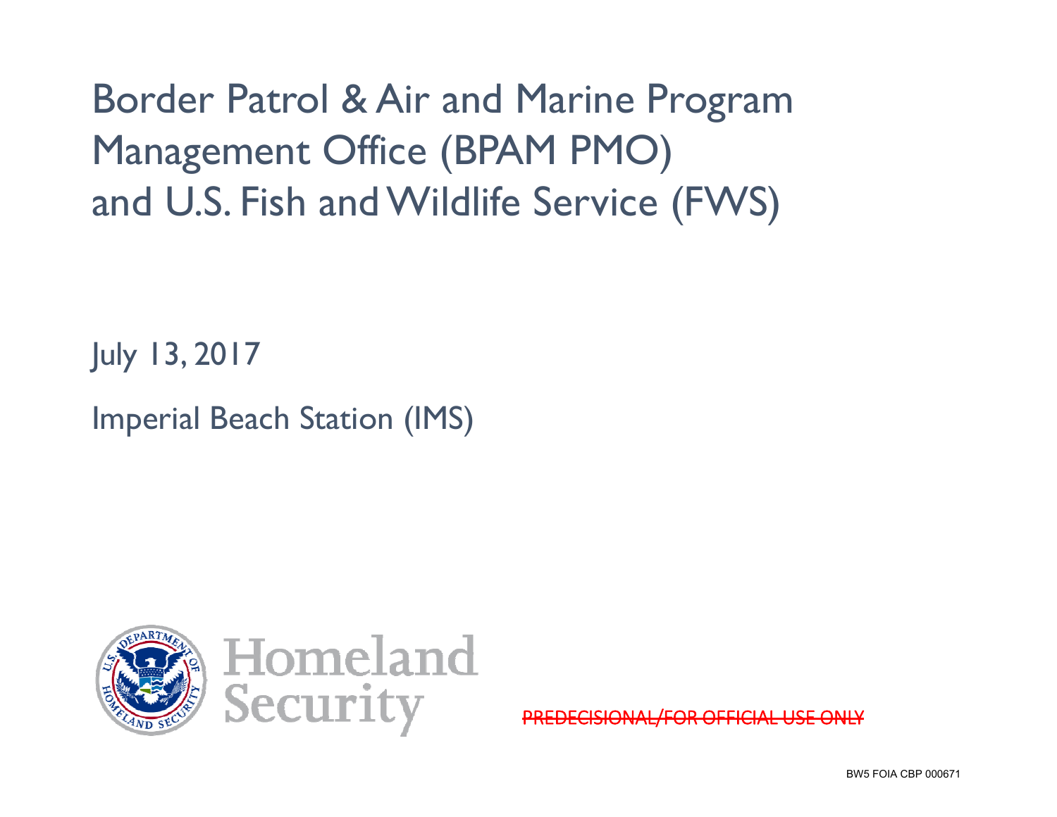# Border Patrol & Air and Marine Program Management Office (BPAM PMO) and U.S. Fish and Wildlife Service (FWS)

July 13, 2017

Imperial Beach Station (IMS)

Homeland Security

~~PREDECISIONAL/FOR OFFICIAL USE ONLY~~

BW5 FOIA CBP 000671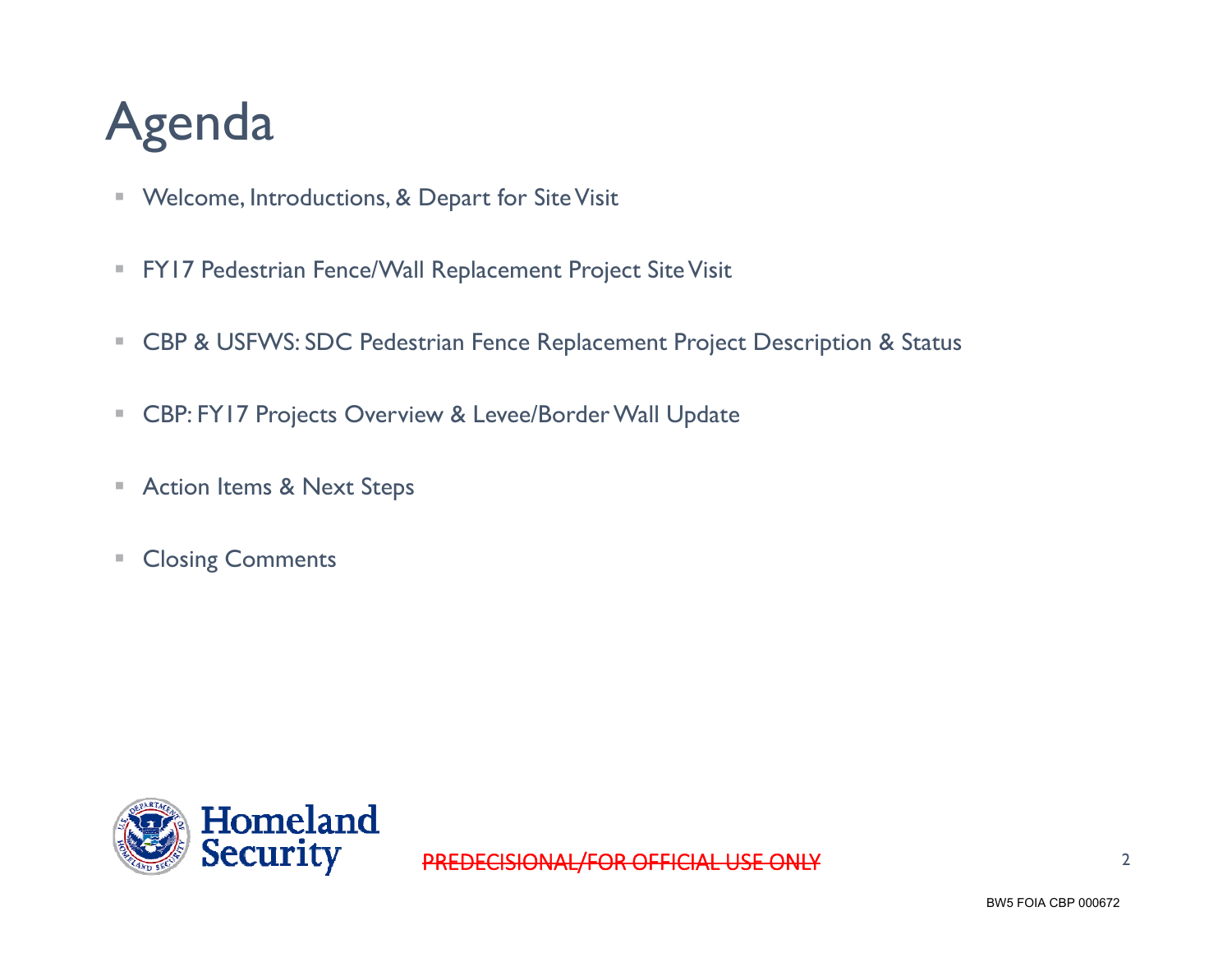# Agenda

- Welcome, Introductions, & Depart for Site Visit
- FY17 Pedestrian Fence/Wall Replacement Project Site Visit
- CBP & USFWS: SDC Pedestrian Fence Replacement Project Description & Status
- CBP: FY17 Projects Overview & Levee/Border Wall Update
- Action Items & Next Steps
- Closing Comments

~~PREDECISIONAL/FOR OFFICIAL USE ONLY~~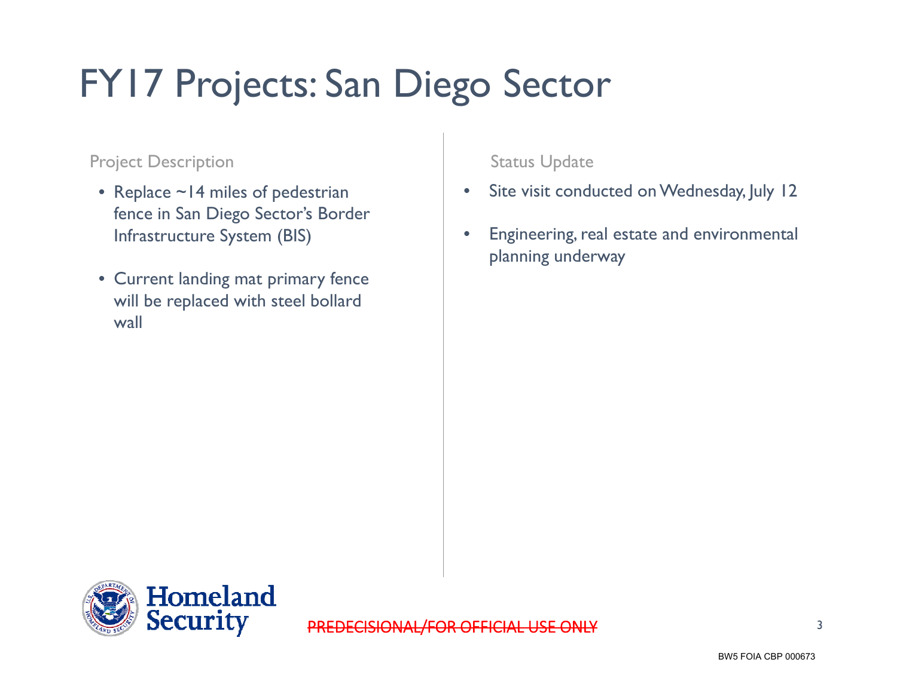# FY17 Projects: San Diego Sector

## Project Description

- Replace ~14 miles of pedestrian fence in San Diego Sector's Border Infrastructure System (BIS)
- Current landing mat primary fence will be replaced with steel bollard wall

## Status Update

- Site visit conducted on Wednesday, July 12
- Engineering, real estate and environmental planning underway

~~PREDECISIONAL/FOR OFFICIAL USE ONLY~~

BW5 FOIA CBP 000673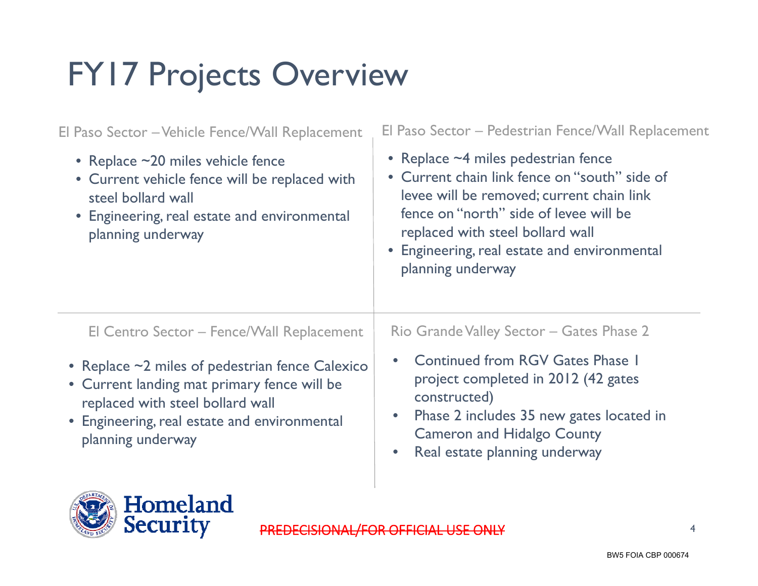# FY17 Projects Overview

### El Paso Sector – Vehicle Fence/Wall Replacement

- Replace ~20 miles vehicle fence
- Current vehicle fence will be replaced with steel bollard wall
- Engineering, real estate and environmental planning underway

### El Paso Sector – Pedestrian Fence/Wall Replacement

- Replace ~4 miles pedestrian fence
- Current chain link fence on "south" side of levee will be removed; current chain link fence on "north" side of levee will be replaced with steel bollard wall
- Engineering, real estate and environmental planning underway

### El Centro Sector – Fence/Wall Replacement

- Replace ~2 miles of pedestrian fence Calexico
- Current landing mat primary fence will be replaced with steel bollard wall
- Engineering, real estate and environmental planning underway

### Rio Grande Valley Sector – Gates Phase 2

- Continued from RGV Gates Phase 1 project completed in 2012 (42 gates constructed)
- Phase 2 includes 35 new gates located in Cameron and Hidalgo County
- Real estate planning underway

Homeland Security

~~PREDECISIONAL/FOR OFFICIAL USE ONLY~~

BW5 FOIA CBP 000674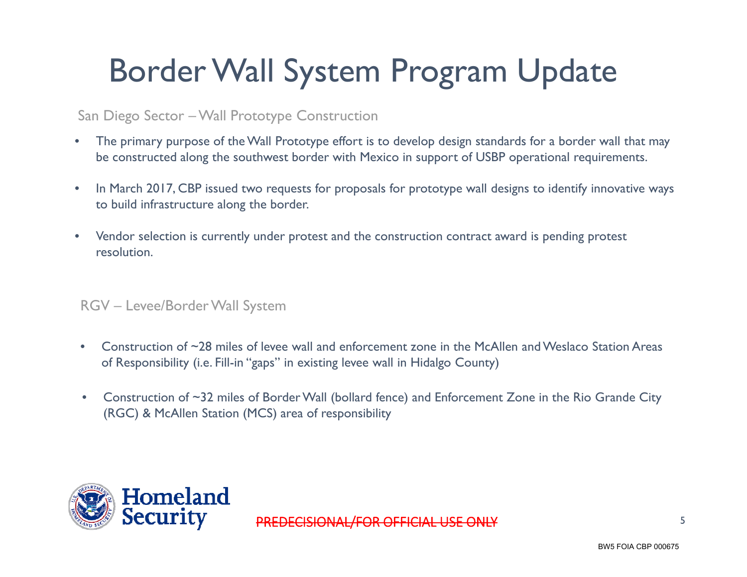# Border Wall System Program Update

## San Diego Sector – Wall Prototype Construction

- The primary purpose of the Wall Prototype effort is to develop design standards for a border wall that may be constructed along the southwest border with Mexico in support of USBP operational requirements.
- In March 2017, CBP issued two requests for proposals for prototype wall designs to identify innovative ways to build infrastructure along the border.
- Vendor selection is currently under protest and the construction contract award is pending protest resolution.

## RGV – Levee/Border Wall System

- Construction of ~28 miles of levee wall and enforcement zone in the McAllen and Weslaco Station Areas of Responsibility (i.e. Fill-in "gaps" in existing levee wall in Hidalgo County)
- Construction of ~32 miles of Border Wall (bollard fence) and Enforcement Zone in the Rio Grande City (RGC) & McAllen Station (MCS) area of responsibility

Homeland Security

~~PREDECISIONAL/FOR OFFICIAL USE ONLY~~

BW5 FOIA CBP 000675